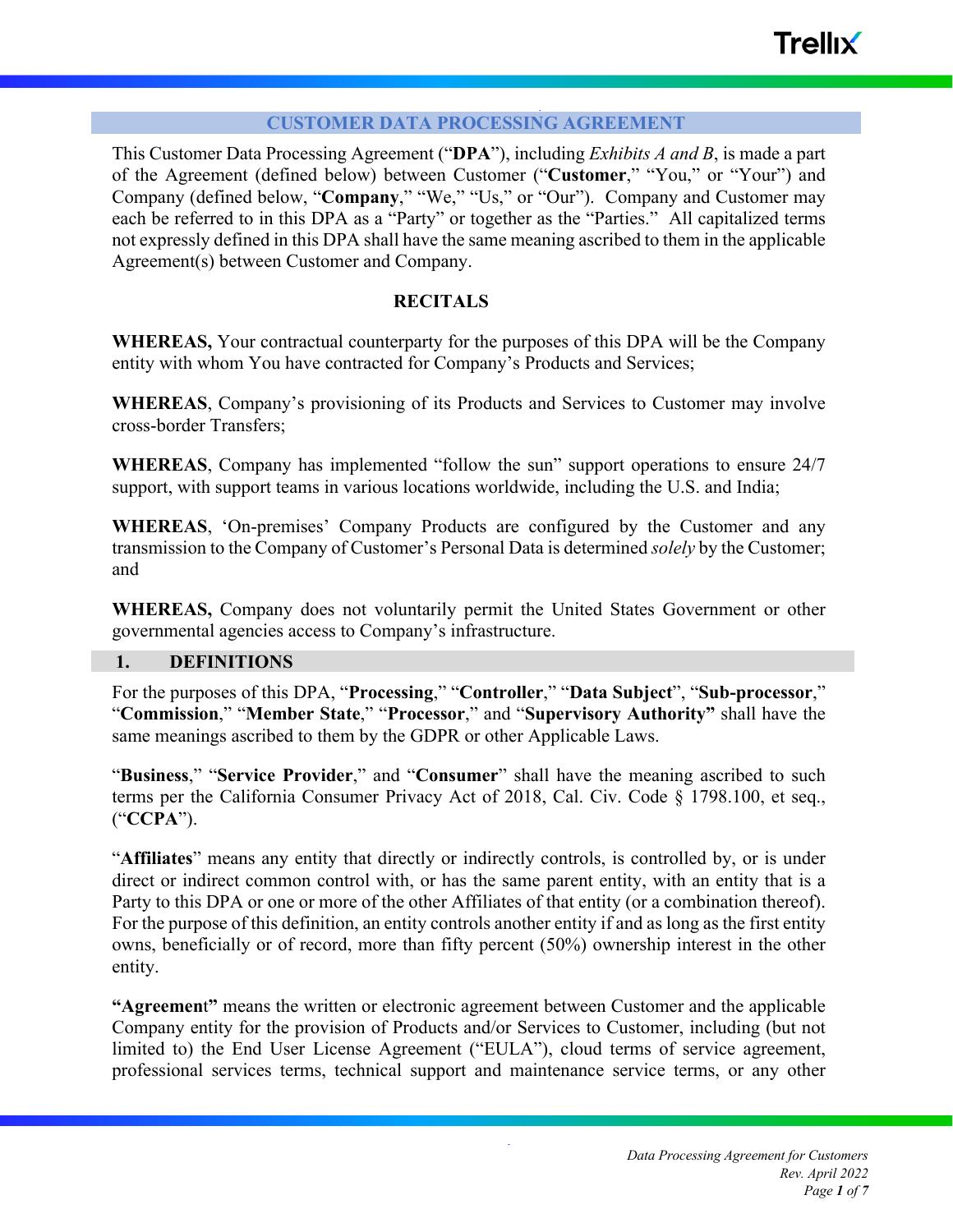# CUSTOMER DATA PROCESSING AGREEMENT

This Customer Data Processing Agreement ("**DPA**"), including *Exhibits A and B*, is made a part of the Agreement (defined below) between Customer ("**Customer**," "You," or "Your") and Company (defined below, "**Company**," "We," "Us," or "Our"). Company and Customer may each be referred to in this DPA as a "Party" or together as the "Parties." All capitalized terms not expressly defined in this DPA shall have the same meaning ascribed to them in the applicable Agreement(s) between Customer and Company.

## RECITALS

**WHEREAS,** Your contractual counterparty for the purposes of this DPA will be the Company entity with whom You have contracted for Company's Products and Services;

**WHEREAS**, Company's provisioning of its Products and Services to Customer may involve cross-border Transfers;

**WHEREAS**, Company has implemented "follow the sun" support operations to ensure 24/7 support, with support teams in various locations worldwide, including the U.S. and India;

**WHEREAS**, 'On-premises' Company Products are configured by the Customer and any transmission to the Company of Customer's Personal Data is determined *solely* by the Customer; and

**WHEREAS,** Company does not voluntarily permit the United States Government or other governmental agencies access to Company's infrastructure.

## 1. DEFINITIONS

For the purposes of this DPA, "**Processing**," "**Controller**," "**Data Subject**", "**Sub-processor**," "**Commission**," "**Member State**," "**Processor**," and "**Supervisory Authority"** shall have the same meanings ascribed to them by the GDPR or other Applicable Laws.

"**Business**," "**Service Provider**," and "**Consumer**" shall have the meaning ascribed to such terms per the California Consumer Privacy Act of 2018, Cal. Civ. Code § 1798.100, et seq., ("**CCPA**").

"**Affiliates**" means any entity that directly or indirectly controls, is controlled by, or is under direct or indirect common control with, or has the same parent entity, with an entity that is a Party to this DPA or one or more of the other Affiliates of that entity (or a combination thereof). For the purpose of this definition, an entity controls another entity if and as long as the first entity owns, beneficially or of record, more than fifty percent (50%) ownership interest in the other entity.

**"Agreement"** means the written or electronic agreement between Customer and the applicable Company entity for the provision of Products and/or Services to Customer, including (but not limited to) the End User License Agreement ("EULA"), cloud terms of service agreement, professional services terms, technical support and maintenance service terms, or any other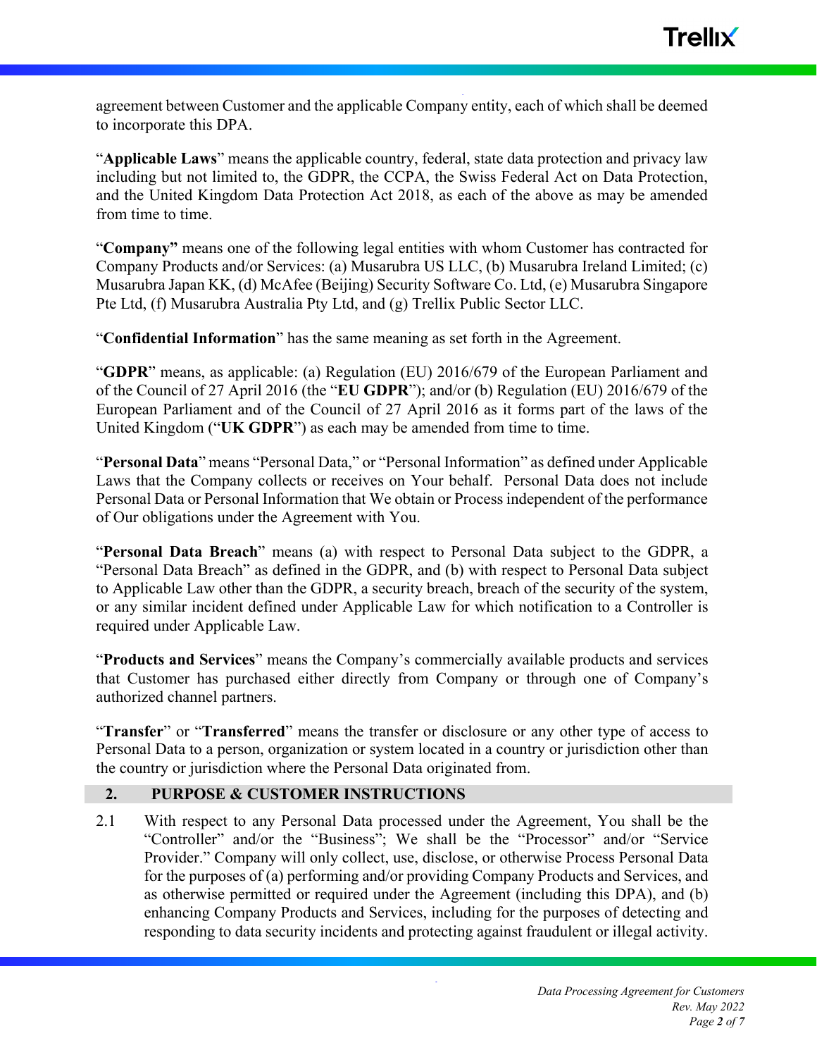agreement between Customer and the applicable Company entity, each of which shall be deemed to incorporate this DPA.

"**Applicable Laws**" means the applicable country, federal, state data protection and privacy law including but not limited to, the GDPR, the CCPA, the Swiss Federal Act on Data Protection, and the United Kingdom Data Protection Act 2018, as each of the above as may be amended from time to time.

"**Company"** means one of the following legal entities with whom Customer has contracted for Company Products and/or Services: (a) Musarubra US LLC, (b) Musarubra Ireland Limited; (c) Musarubra Japan KK, (d) McAfee (Beijing) Security Software Co. Ltd, (e) Musarubra Singapore Pte Ltd, (f) Musarubra Australia Pty Ltd, and (g) Trellix Public Sector LLC.

"**Confidential Information**" has the same meaning as set forth in the Agreement.

"**GDPR**" means, as applicable: (a) Regulation (EU) 2016/679 of the European Parliament and of the Council of 27 April 2016 (the "**EU GDPR**"); and/or (b) Regulation (EU) 2016/679 of the European Parliament and of the Council of 27 April 2016 as it forms part of the laws of the United Kingdom ("**UK GDPR**") as each may be amended from time to time.

"**Personal Data**" means "Personal Data," or "Personal Information" as defined under Applicable Laws that the Company collects or receives on Your behalf. Personal Data does not include Personal Data or Personal Information that We obtain or Process independent of the performance of Our obligations under the Agreement with You.

"**Personal Data Breach**" means (a) with respect to Personal Data subject to the GDPR, a "Personal Data Breach" as defined in the GDPR, and (b) with respect to Personal Data subject to Applicable Law other than the GDPR, a security breach, breach of the security of the system, or any similar incident defined under Applicable Law for which notification to a Controller is required under Applicable Law.

"**Products and Services**" means the Company's commercially available products and services that Customer has purchased either directly from Company or through one of Company's authorized channel partners.

"**Transfer**" or "**Transferred**" means the transfer or disclosure or any other type of access to Personal Data to a person, organization or system located in a country or jurisdiction other than the country or jurisdiction where the Personal Data originated from.

## 2. PURPOSE & CUSTOMER INSTRUCTIONS

2.1 With respect to any Personal Data processed under the Agreement, You shall be the "Controller" and/or the "Business"; We shall be the "Processor" and/or "Service Provider." Company will only collect, use, disclose, or otherwise Process Personal Data for the purposes of (a) performing and/or providing Company Products and Services, and as otherwise permitted or required under the Agreement (including this DPA), and (b) enhancing Company Products and Services, including for the purposes of detecting and responding to data security incidents and protecting against fraudulent or illegal activity.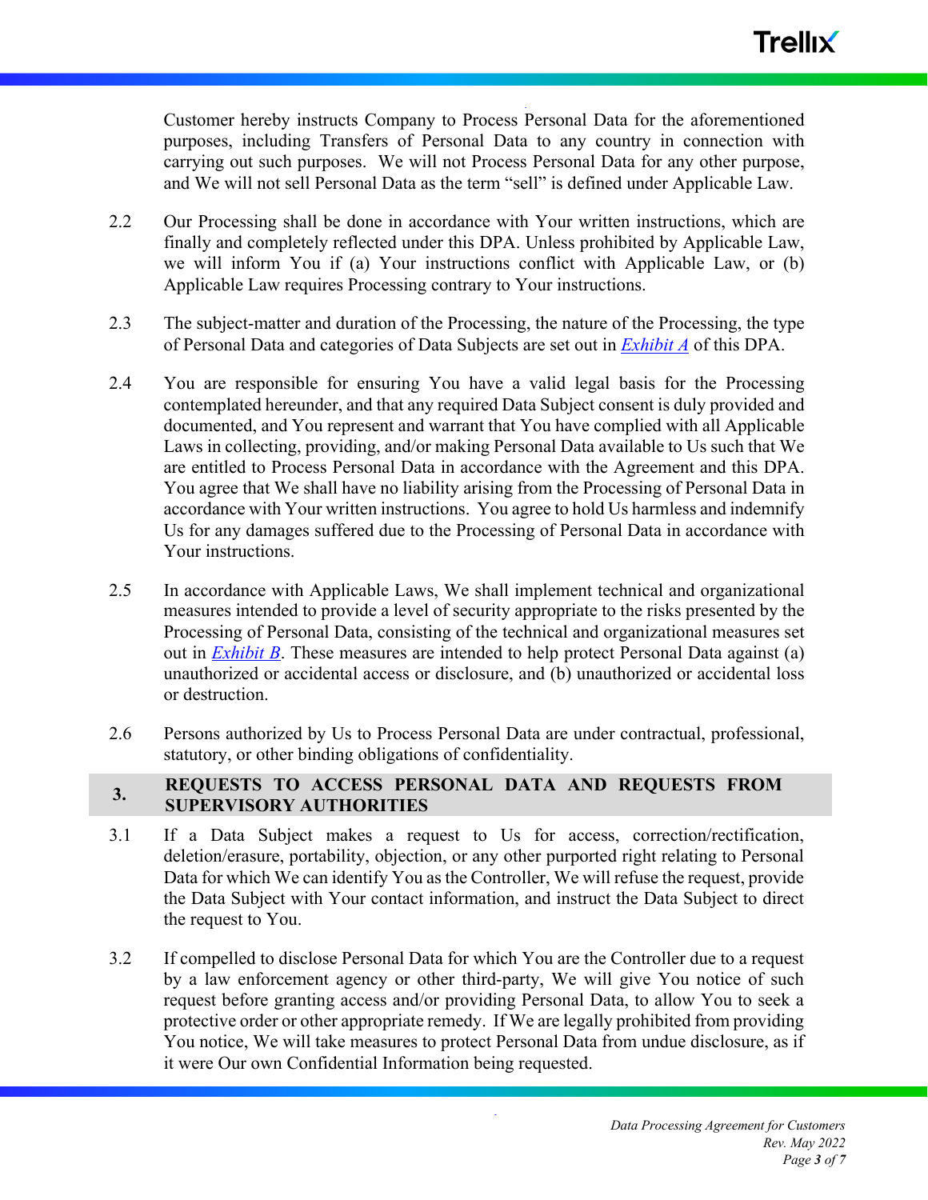Customer hereby instructs Company to Process Personal Data for the aforementioned purposes, including Transfers of Personal Data to any country in connection with carrying out such purposes. We will not Process Personal Data for any other purpose, and We will not sell Personal Data as the term "sell" is defined under Applicable Law.

2.2 Our Processing shall be done in accordance with Your written instructions, which are finally and completely reflected under this DPA. Unless prohibited by Applicable Law, we will inform You if (a) Your instructions conflict with Applicable Law, or (b) Applicable Law requires Processing contrary to Your instructions.

2.3 The subject-matter and duration of the Processing, the nature of the Processing, the type of Personal Data and categories of Data Subjects are set out in *Exhibit A* of this DPA.

2.4 You are responsible for ensuring You have a valid legal basis for the Processing contemplated hereunder, and that any required Data Subject consent is duly provided and documented, and You represent and warrant that You have complied with all Applicable Laws in collecting, providing, and/or making Personal Data available to Us such that We are entitled to Process Personal Data in accordance with the Agreement and this DPA. You agree that We shall have no liability arising from the Processing of Personal Data in accordance with Your written instructions. You agree to hold Us harmless and indemnify Us for any damages suffered due to the Processing of Personal Data in accordance with Your instructions.

2.5 In accordance with Applicable Laws, We shall implement technical and organizational measures intended to provide a level of security appropriate to the risks presented by the Processing of Personal Data, consisting of the technical and organizational measures set out in *Exhibit B*. These measures are intended to help protect Personal Data against (a) unauthorized or accidental access or disclosure, and (b) unauthorized or accidental loss or destruction.

2.6 Persons authorized by Us to Process Personal Data are under contractual, professional, statutory, or other binding obligations of confidentiality.

## 3. REQUESTS TO ACCESS PERSONAL DATA AND REQUESTS FROM SUPERVISORY AUTHORITIES

3.1 If a Data Subject makes a request to Us for access, correction/rectification, deletion/erasure, portability, objection, or any other purported right relating to Personal Data for which We can identify You as the Controller, We will refuse the request, provide the Data Subject with Your contact information, and instruct the Data Subject to direct the request to You.

3.2 If compelled to disclose Personal Data for which You are the Controller due to a request by a law enforcement agency or other third-party, We will give You notice of such request before granting access and/or providing Personal Data, to allow You to seek a protective order or other appropriate remedy. If We are legally prohibited from providing You notice, We will take measures to protect Personal Data from undue disclosure, as if it were Our own Confidential Information being requested.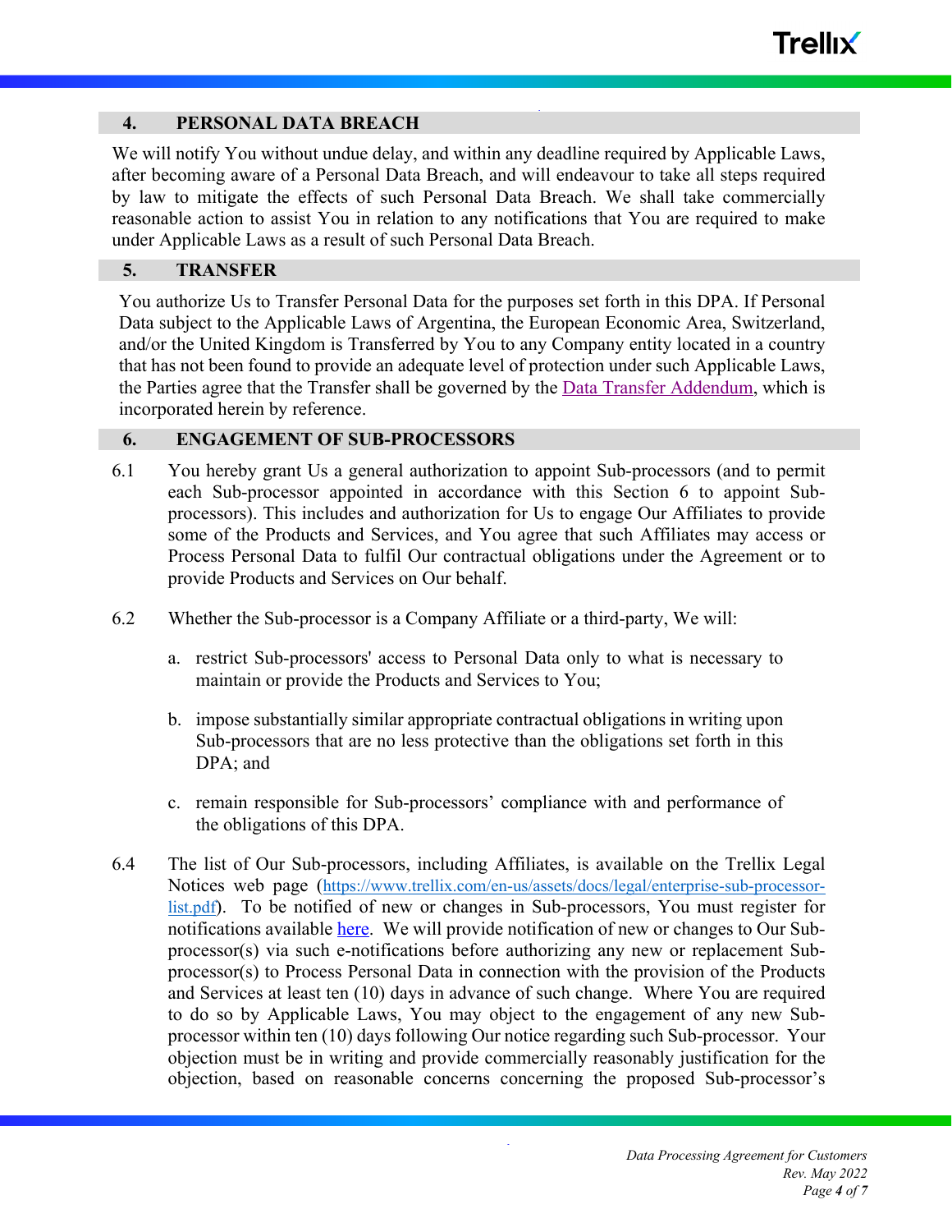## 4. PERSONAL DATA BREACH

We will notify You without undue delay, and within any deadline required by Applicable Laws, after becoming aware of a Personal Data Breach, and will endeavour to take all steps required by law to mitigate the effects of such Personal Data Breach. We shall take commercially reasonable action to assist You in relation to any notifications that You are required to make under Applicable Laws as a result of such Personal Data Breach.

## 5. TRANSFER

You authorize Us to Transfer Personal Data for the purposes set forth in this DPA. If Personal Data subject to the Applicable Laws of Argentina, the European Economic Area, Switzerland, and/or the United Kingdom is Transferred by You to any Company entity located in a country that has not been found to provide an adequate level of protection under such Applicable Laws, the Parties agree that the Transfer shall be governed by the Data Transfer Addendum, which is incorporated herein by reference.

## 6. ENGAGEMENT OF SUB-PROCESSORS

6.1 You hereby grant Us a general authorization to appoint Sub-processors (and to permit each Sub-processor appointed in accordance with this Section 6 to appoint Sub-processors). This includes and authorization for Us to engage Our Affiliates to provide some of the Products and Services, and You agree that such Affiliates may access or Process Personal Data to fulfil Our contractual obligations under the Agreement or to provide Products and Services on Our behalf.

6.2 Whether the Sub-processor is a Company Affiliate or a third-party, We will:

a. restrict Sub-processors' access to Personal Data only to what is necessary to maintain or provide the Products and Services to You;

b. impose substantially similar appropriate contractual obligations in writing upon Sub-processors that are no less protective than the obligations set forth in this DPA; and

c. remain responsible for Sub-processors' compliance with and performance of the obligations of this DPA.

6.4 The list of Our Sub-processors, including Affiliates, is available on the Trellix Legal Notices web page (https://www.trellix.com/en-us/assets/docs/legal/enterprise-sub-processor-list.pdf). To be notified of new or changes in Sub-processors, You must register for notifications available here. We will provide notification of new or changes to Our Sub-processor(s) via such e-notifications before authorizing any new or replacement Sub-processor(s) to Process Personal Data in connection with the provision of the Products and Services at least ten (10) days in advance of such change. Where You are required to do so by Applicable Laws, You may object to the engagement of any new Sub-processor within ten (10) days following Our notice regarding such Sub-processor. Your objection must be in writing and provide commercially reasonably justification for the objection, based on reasonable concerns concerning the proposed Sub-processor's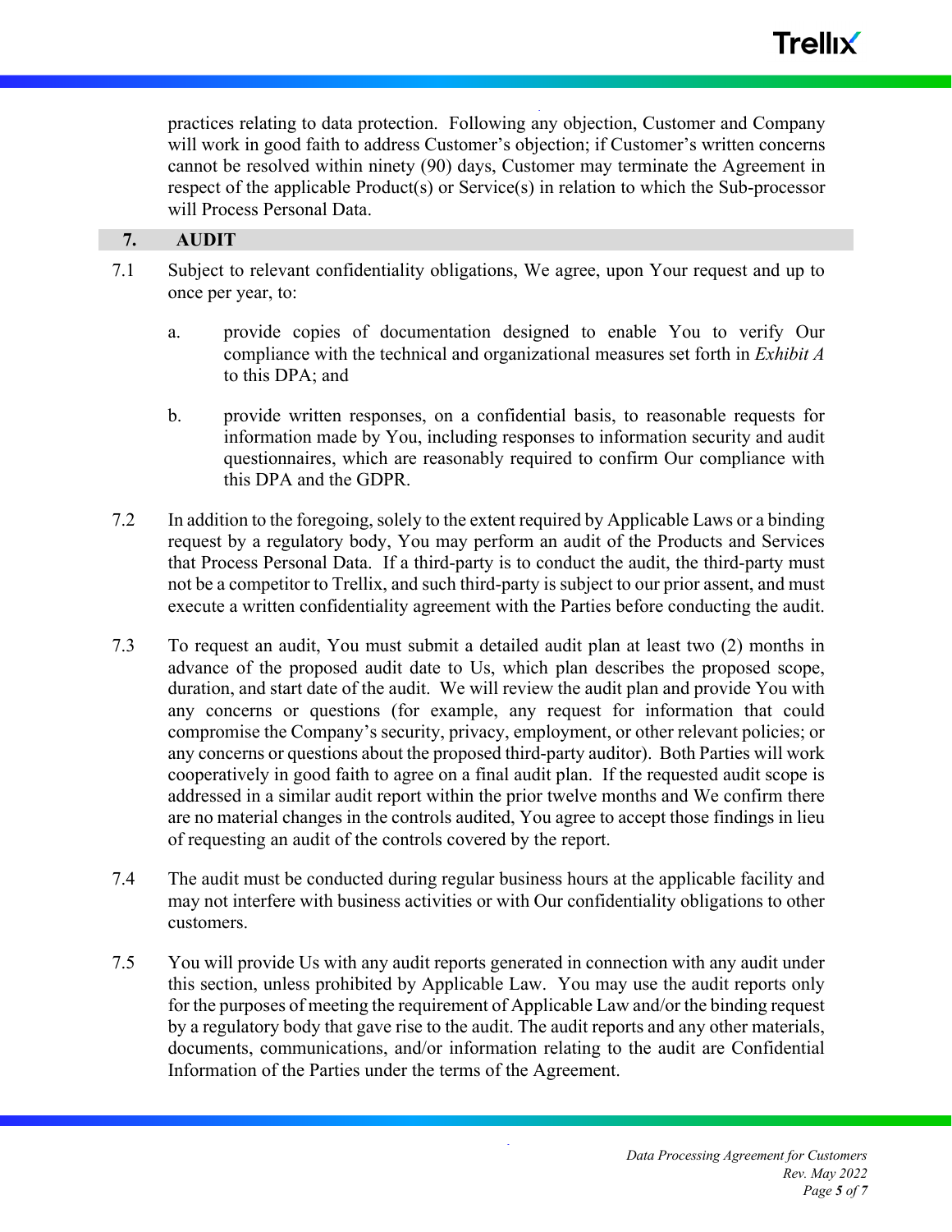practices relating to data protection. Following any objection, Customer and Company will work in good faith to address Customer's objection; if Customer's written concerns cannot be resolved within ninety (90) days, Customer may terminate the Agreement in respect of the applicable Product(s) or Service(s) in relation to which the Sub-processor will Process Personal Data.

## 7. AUDIT

7.1 Subject to relevant confidentiality obligations, We agree, upon Your request and up to once per year, to:

a. provide copies of documentation designed to enable You to verify Our compliance with the technical and organizational measures set forth in *Exhibit A* to this DPA; and

b. provide written responses, on a confidential basis, to reasonable requests for information made by You, including responses to information security and audit questionnaires, which are reasonably required to confirm Our compliance with this DPA and the GDPR.

7.2 In addition to the foregoing, solely to the extent required by Applicable Laws or a binding request by a regulatory body, You may perform an audit of the Products and Services that Process Personal Data. If a third-party is to conduct the audit, the third-party must not be a competitor to Trellix, and such third-party is subject to our prior assent, and must execute a written confidentiality agreement with the Parties before conducting the audit.

7.3 To request an audit, You must submit a detailed audit plan at least two (2) months in advance of the proposed audit date to Us, which plan describes the proposed scope, duration, and start date of the audit. We will review the audit plan and provide You with any concerns or questions (for example, any request for information that could compromise the Company's security, privacy, employment, or other relevant policies; or any concerns or questions about the proposed third-party auditor). Both Parties will work cooperatively in good faith to agree on a final audit plan. If the requested audit scope is addressed in a similar audit report within the prior twelve months and We confirm there are no material changes in the controls audited, You agree to accept those findings in lieu of requesting an audit of the controls covered by the report.

7.4 The audit must be conducted during regular business hours at the applicable facility and may not interfere with business activities or with Our confidentiality obligations to other customers.

7.5 You will provide Us with any audit reports generated in connection with any audit under this section, unless prohibited by Applicable Law. You may use the audit reports only for the purposes of meeting the requirement of Applicable Law and/or the binding request by a regulatory body that gave rise to the audit. The audit reports and any other materials, documents, communications, and/or information relating to the audit are Confidential Information of the Parties under the terms of the Agreement.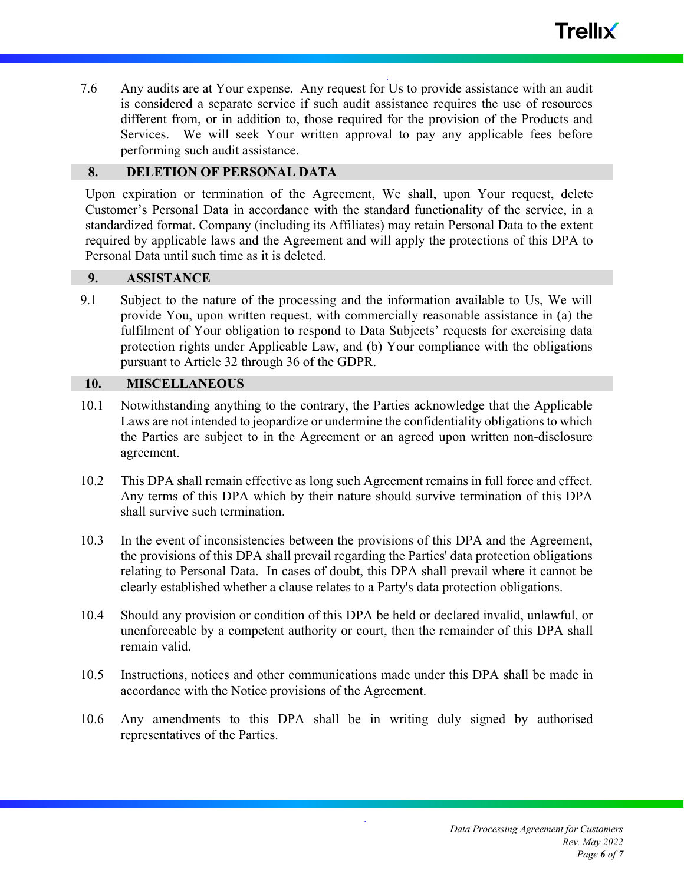7.6 Any audits are at Your expense. Any request for Us to provide assistance with an audit is considered a separate service if such audit assistance requires the use of resources different from, or in addition to, those required for the provision of the Products and Services. We will seek Your written approval to pay any applicable fees before performing such audit assistance.

## 8. DELETION OF PERSONAL DATA

Upon expiration or termination of the Agreement, We shall, upon Your request, delete Customer's Personal Data in accordance with the standard functionality of the service, in a standardized format. Company (including its Affiliates) may retain Personal Data to the extent required by applicable laws and the Agreement and will apply the protections of this DPA to Personal Data until such time as it is deleted.

## 9. ASSISTANCE

9.1 Subject to the nature of the processing and the information available to Us, We will provide You, upon written request, with commercially reasonable assistance in (a) the fulfilment of Your obligation to respond to Data Subjects' requests for exercising data protection rights under Applicable Law, and (b) Your compliance with the obligations pursuant to Article 32 through 36 of the GDPR.

## 10. MISCELLANEOUS

10.1 Notwithstanding anything to the contrary, the Parties acknowledge that the Applicable Laws are not intended to jeopardize or undermine the confidentiality obligations to which the Parties are subject to in the Agreement or an agreed upon written non-disclosure agreement.

10.2 This DPA shall remain effective as long such Agreement remains in full force and effect. Any terms of this DPA which by their nature should survive termination of this DPA shall survive such termination.

10.3 In the event of inconsistencies between the provisions of this DPA and the Agreement, the provisions of this DPA shall prevail regarding the Parties' data protection obligations relating to Personal Data. In cases of doubt, this DPA shall prevail where it cannot be clearly established whether a clause relates to a Party's data protection obligations.

10.4 Should any provision or condition of this DPA be held or declared invalid, unlawful, or unenforceable by a competent authority or court, then the remainder of this DPA shall remain valid.

10.5 Instructions, notices and other communications made under this DPA shall be made in accordance with the Notice provisions of the Agreement.

10.6 Any amendments to this DPA shall be in writing duly signed by authorised representatives of the Parties.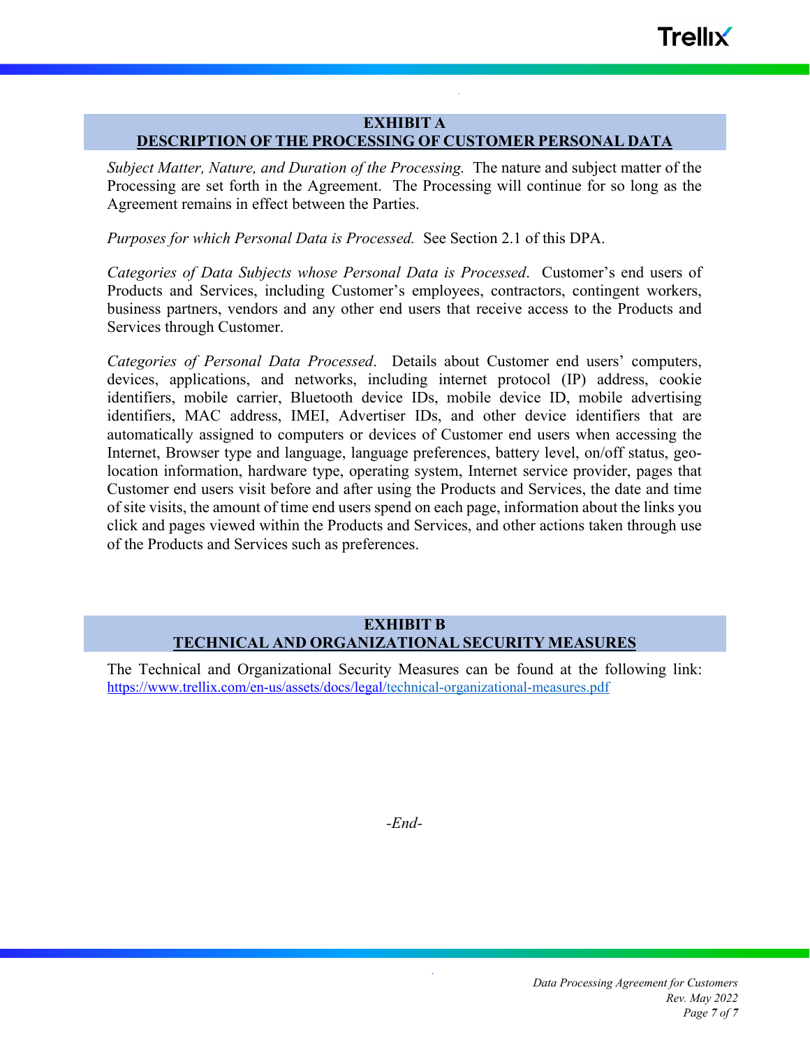## EXHIBIT A
## DESCRIPTION OF THE PROCESSING OF CUSTOMER PERSONAL DATA

*Subject Matter, Nature, and Duration of the Processing.* The nature and subject matter of the Processing are set forth in the Agreement. The Processing will continue for so long as the Agreement remains in effect between the Parties.

*Purposes for which Personal Data is Processed.* See Section 2.1 of this DPA.

*Categories of Data Subjects whose Personal Data is Processed*. Customer's end users of Products and Services, including Customer's employees, contractors, contingent workers, business partners, vendors and any other end users that receive access to the Products and Services through Customer.

*Categories of Personal Data Processed*. Details about Customer end users' computers, devices, applications, and networks, including internet protocol (IP) address, cookie identifiers, mobile carrier, Bluetooth device IDs, mobile device ID, mobile advertising identifiers, MAC address, IMEI, Advertiser IDs, and other device identifiers that are automatically assigned to computers or devices of Customer end users when accessing the Internet, Browser type and language, language preferences, battery level, on/off status, geo-location information, hardware type, operating system, Internet service provider, pages that Customer end users visit before and after using the Products and Services, the date and time of site visits, the amount of time end users spend on each page, information about the links you click and pages viewed within the Products and Services, and other actions taken through use of the Products and Services such as preferences.

## EXHIBIT B
## TECHNICAL AND ORGANIZATIONAL SECURITY MEASURES

The Technical and Organizational Security Measures can be found at the following link: https://www.trellix.com/en-us/assets/docs/legal/technical-organizational-measures.pdf

*-End-*